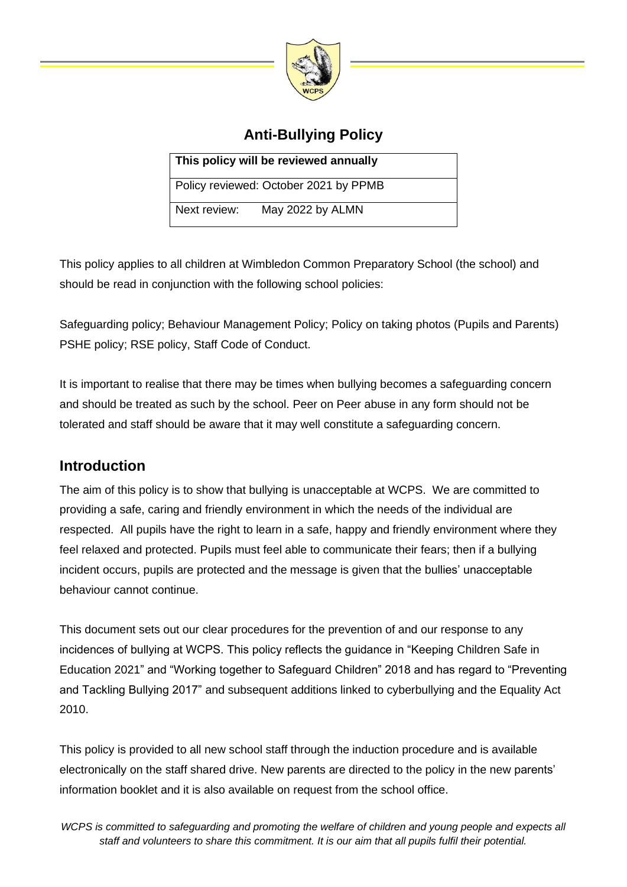# Anti-Bullying Policy

| This policy will be reviewed annually |
| --- |
| Policy reviewed: October 2021 by PPMB |
| Next review: May 2022 by ALMN |

This policy applies to all children at Wimbledon Common Preparatory School (the school) and should be read in conjunction with the following school policies:

Safeguarding policy; Behaviour Management Policy; Policy on taking photos (Pupils and Parents) PSHE policy; RSE policy, Staff Code of Conduct.

It is important to realise that there may be times when bullying becomes a safeguarding concern and should be treated as such by the school. Peer on Peer abuse in any form should not be tolerated and staff should be aware that it may well constitute a safeguarding concern.

## Introduction

The aim of this policy is to show that bullying is unacceptable at WCPS. We are committed to providing a safe, caring and friendly environment in which the needs of the individual are respected. All pupils have the right to learn in a safe, happy and friendly environment where they feel relaxed and protected. Pupils must feel able to communicate their fears; then if a bullying incident occurs, pupils are protected and the message is given that the bullies' unacceptable behaviour cannot continue.

This document sets out our clear procedures for the prevention of and our response to any incidences of bullying at WCPS. This policy reflects the guidance in "Keeping Children Safe in Education 2021" and "Working together to Safeguard Children" 2018 and has regard to "Preventing and Tackling Bullying 2017" and subsequent additions linked to cyberbullying and the Equality Act 2010.

This policy is provided to all new school staff through the induction procedure and is available electronically on the staff shared drive. New parents are directed to the policy in the new parents' information booklet and it is also available on request from the school office.

*WCPS is committed to safeguarding and promoting the welfare of children and young people and expects all staff and volunteers to share this commitment. It is our aim that all pupils fulfil their potential.*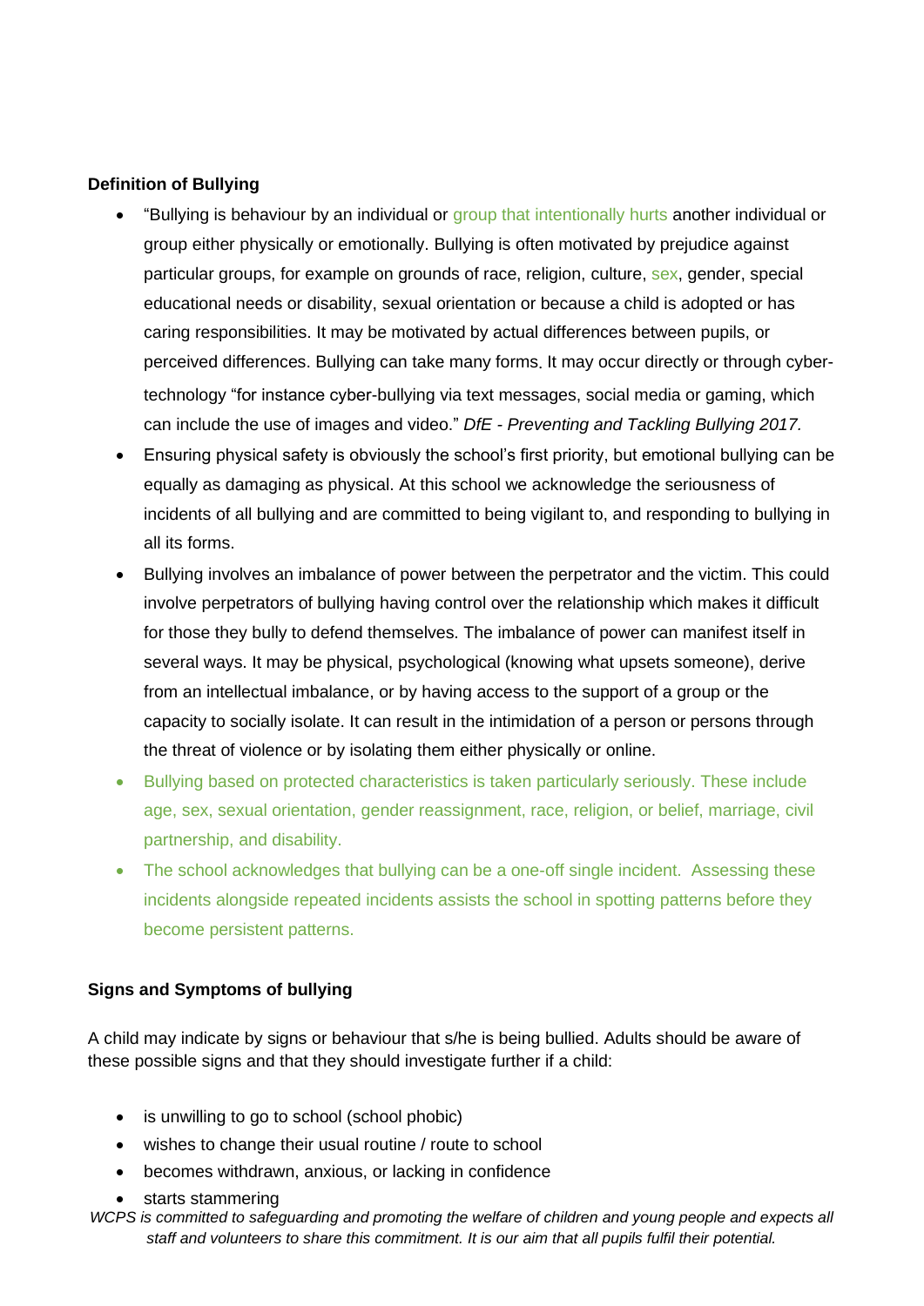**Definition of Bullying**

- "Bullying is behaviour by an individual or group that intentionally hurts another individual or group either physically or emotionally. Bullying is often motivated by prejudice against particular groups, for example on grounds of race, religion, culture, sex, gender, special educational needs or disability, sexual orientation or because a child is adopted or has caring responsibilities. It may be motivated by actual differences between pupils, or perceived differences. Bullying can take many forms. It may occur directly or through cyber-technology "for instance cyber-bullying via text messages, social media or gaming, which can include the use of images and video." *DfE - Preventing and Tackling Bullying 2017.*
- Ensuring physical safety is obviously the school's first priority, but emotional bullying can be equally as damaging as physical. At this school we acknowledge the seriousness of incidents of all bullying and are committed to being vigilant to, and responding to bullying in all its forms.
- Bullying involves an imbalance of power between the perpetrator and the victim. This could involve perpetrators of bullying having control over the relationship which makes it difficult for those they bully to defend themselves. The imbalance of power can manifest itself in several ways. It may be physical, psychological (knowing what upsets someone), derive from an intellectual imbalance, or by having access to the support of a group or the capacity to socially isolate. It can result in the intimidation of a person or persons through the threat of violence or by isolating them either physically or online.
- Bullying based on protected characteristics is taken particularly seriously. These include age, sex, sexual orientation, gender reassignment, race, religion, or belief, marriage, civil partnership, and disability.
- The school acknowledges that bullying can be a one-off single incident. Assessing these incidents alongside repeated incidents assists the school in spotting patterns before they become persistent patterns.

**Signs and Symptoms of bullying**

A child may indicate by signs or behaviour that s/he is being bullied. Adults should be aware of these possible signs and that they should investigate further if a child:

- is unwilling to go to school (school phobic)
- wishes to change their usual routine / route to school
- becomes withdrawn, anxious, or lacking in confidence
- starts stammering

*WCPS is committed to safeguarding and promoting the welfare of children and young people and expects all staff and volunteers to share this commitment. It is our aim that all pupils fulfil their potential.*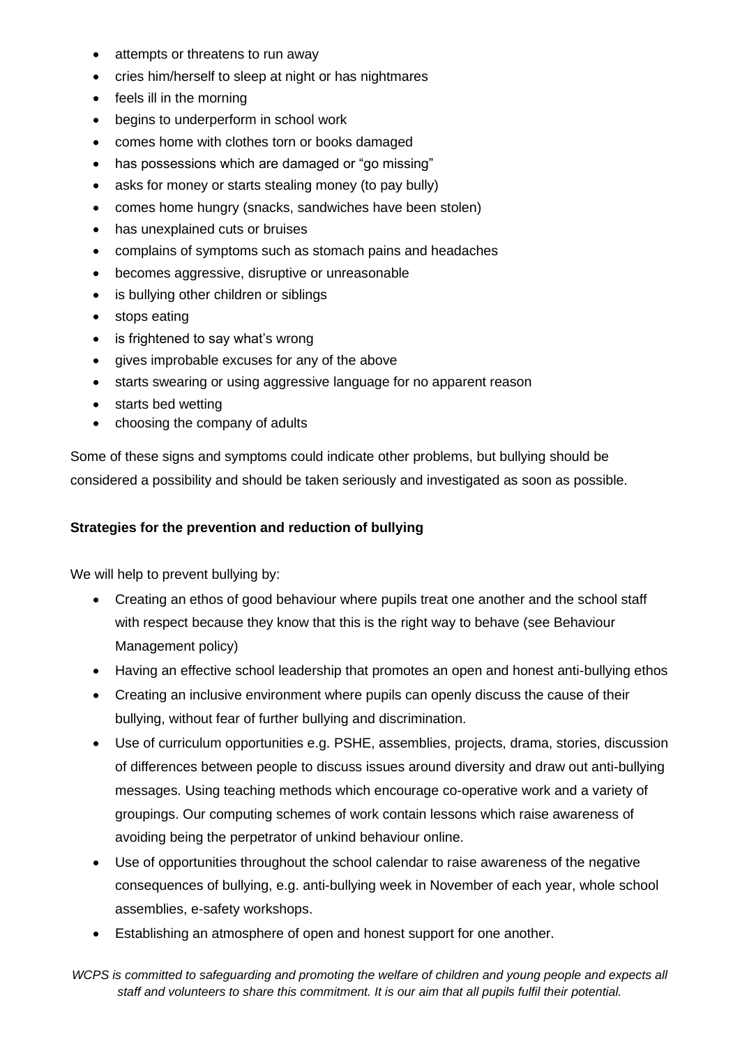- attempts or threatens to run away
- cries him/herself to sleep at night or has nightmares
- feels ill in the morning
- begins to underperform in school work
- comes home with clothes torn or books damaged
- has possessions which are damaged or "go missing"
- asks for money or starts stealing money (to pay bully)
- comes home hungry (snacks, sandwiches have been stolen)
- has unexplained cuts or bruises
- complains of symptoms such as stomach pains and headaches
- becomes aggressive, disruptive or unreasonable
- is bullying other children or siblings
- stops eating
- is frightened to say what's wrong
- gives improbable excuses for any of the above
- starts swearing or using aggressive language for no apparent reason
- starts bed wetting
- choosing the company of adults

Some of these signs and symptoms could indicate other problems, but bullying should be considered a possibility and should be taken seriously and investigated as soon as possible.

**Strategies for the prevention and reduction of bullying**

We will help to prevent bullying by:

- Creating an ethos of good behaviour where pupils treat one another and the school staff with respect because they know that this is the right way to behave (see Behaviour Management policy)
- Having an effective school leadership that promotes an open and honest anti-bullying ethos
- Creating an inclusive environment where pupils can openly discuss the cause of their bullying, without fear of further bullying and discrimination.
- Use of curriculum opportunities e.g. PSHE, assemblies, projects, drama, stories, discussion of differences between people to discuss issues around diversity and draw out anti-bullying messages. Using teaching methods which encourage co-operative work and a variety of groupings. Our computing schemes of work contain lessons which raise awareness of avoiding being the perpetrator of unkind behaviour online.
- Use of opportunities throughout the school calendar to raise awareness of the negative consequences of bullying, e.g. anti-bullying week in November of each year, whole school assemblies, e-safety workshops.
- Establishing an atmosphere of open and honest support for one another.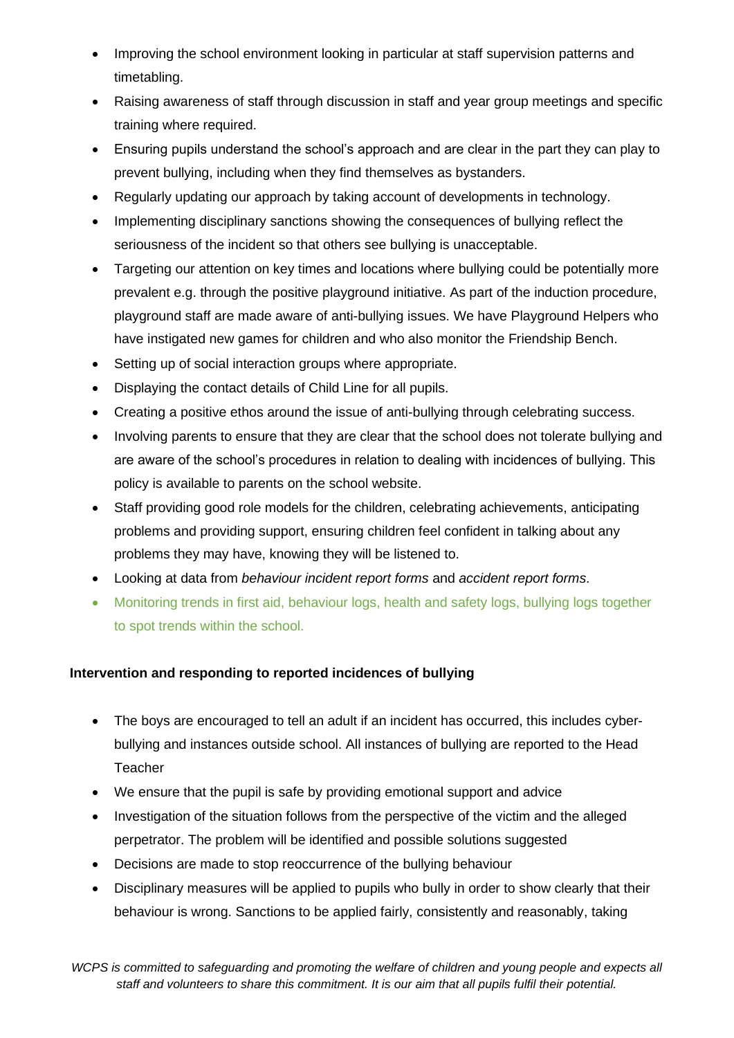- Improving the school environment looking in particular at staff supervision patterns and timetabling.
- Raising awareness of staff through discussion in staff and year group meetings and specific training where required.
- Ensuring pupils understand the school's approach and are clear in the part they can play to prevent bullying, including when they find themselves as bystanders.
- Regularly updating our approach by taking account of developments in technology.
- Implementing disciplinary sanctions showing the consequences of bullying reflect the seriousness of the incident so that others see bullying is unacceptable.
- Targeting our attention on key times and locations where bullying could be potentially more prevalent e.g. through the positive playground initiative. As part of the induction procedure, playground staff are made aware of anti-bullying issues. We have Playground Helpers who have instigated new games for children and who also monitor the Friendship Bench.
- Setting up of social interaction groups where appropriate.
- Displaying the contact details of Child Line for all pupils.
- Creating a positive ethos around the issue of anti-bullying through celebrating success.
- Involving parents to ensure that they are clear that the school does not tolerate bullying and are aware of the school's procedures in relation to dealing with incidences of bullying. This policy is available to parents on the school website.
- Staff providing good role models for the children, celebrating achievements, anticipating problems and providing support, ensuring children feel confident in talking about any problems they may have, knowing they will be listened to.
- Looking at data from *behaviour incident report forms* and *accident report forms*.
- Monitoring trends in first aid, behaviour logs, health and safety logs, bullying logs together to spot trends within the school.

**Intervention and responding to reported incidences of bullying**

- The boys are encouraged to tell an adult if an incident has occurred, this includes cyber-bullying and instances outside school. All instances of bullying are reported to the Head Teacher
- We ensure that the pupil is safe by providing emotional support and advice
- Investigation of the situation follows from the perspective of the victim and the alleged perpetrator. The problem will be identified and possible solutions suggested
- Decisions are made to stop reoccurrence of the bullying behaviour
- Disciplinary measures will be applied to pupils who bully in order to show clearly that their behaviour is wrong. Sanctions to be applied fairly, consistently and reasonably, taking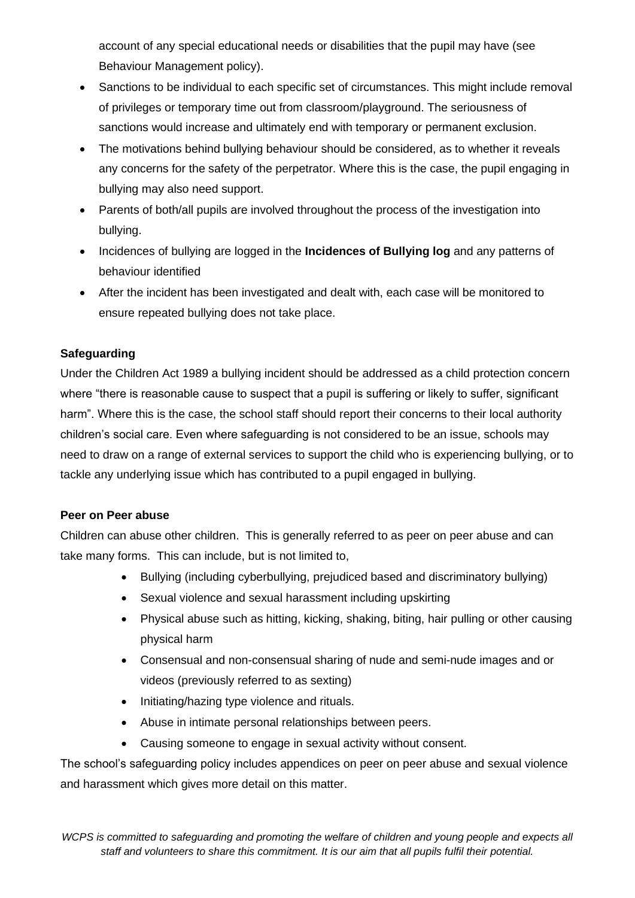account of any special educational needs or disabilities that the pupil may have (see Behaviour Management policy).

- Sanctions to be individual to each specific set of circumstances. This might include removal of privileges or temporary time out from classroom/playground. The seriousness of sanctions would increase and ultimately end with temporary or permanent exclusion.
- The motivations behind bullying behaviour should be considered, as to whether it reveals any concerns for the safety of the perpetrator. Where this is the case, the pupil engaging in bullying may also need support.
- Parents of both/all pupils are involved throughout the process of the investigation into bullying.
- Incidences of bullying are logged in the **Incidences of Bullying log** and any patterns of behaviour identified
- After the incident has been investigated and dealt with, each case will be monitored to ensure repeated bullying does not take place.

**Safeguarding**

Under the Children Act 1989 a bullying incident should be addressed as a child protection concern where "there is reasonable cause to suspect that a pupil is suffering or likely to suffer, significant harm". Where this is the case, the school staff should report their concerns to their local authority children's social care. Even where safeguarding is not considered to be an issue, schools may need to draw on a range of external services to support the child who is experiencing bullying, or to tackle any underlying issue which has contributed to a pupil engaged in bullying.

**Peer on Peer abuse**

Children can abuse other children. This is generally referred to as peer on peer abuse and can take many forms. This can include, but is not limited to,

- Bullying (including cyberbullying, prejudiced based and discriminatory bullying)
- Sexual violence and sexual harassment including upskirting
- Physical abuse such as hitting, kicking, shaking, biting, hair pulling or other causing physical harm
- Consensual and non-consensual sharing of nude and semi-nude images and or videos (previously referred to as sexting)
- Initiating/hazing type violence and rituals.
- Abuse in intimate personal relationships between peers.
- Causing someone to engage in sexual activity without consent.

The school's safeguarding policy includes appendices on peer on peer abuse and sexual violence and harassment which gives more detail on this matter.

*WCPS is committed to safeguarding and promoting the welfare of children and young people and expects all staff and volunteers to share this commitment. It is our aim that all pupils fulfil their potential.*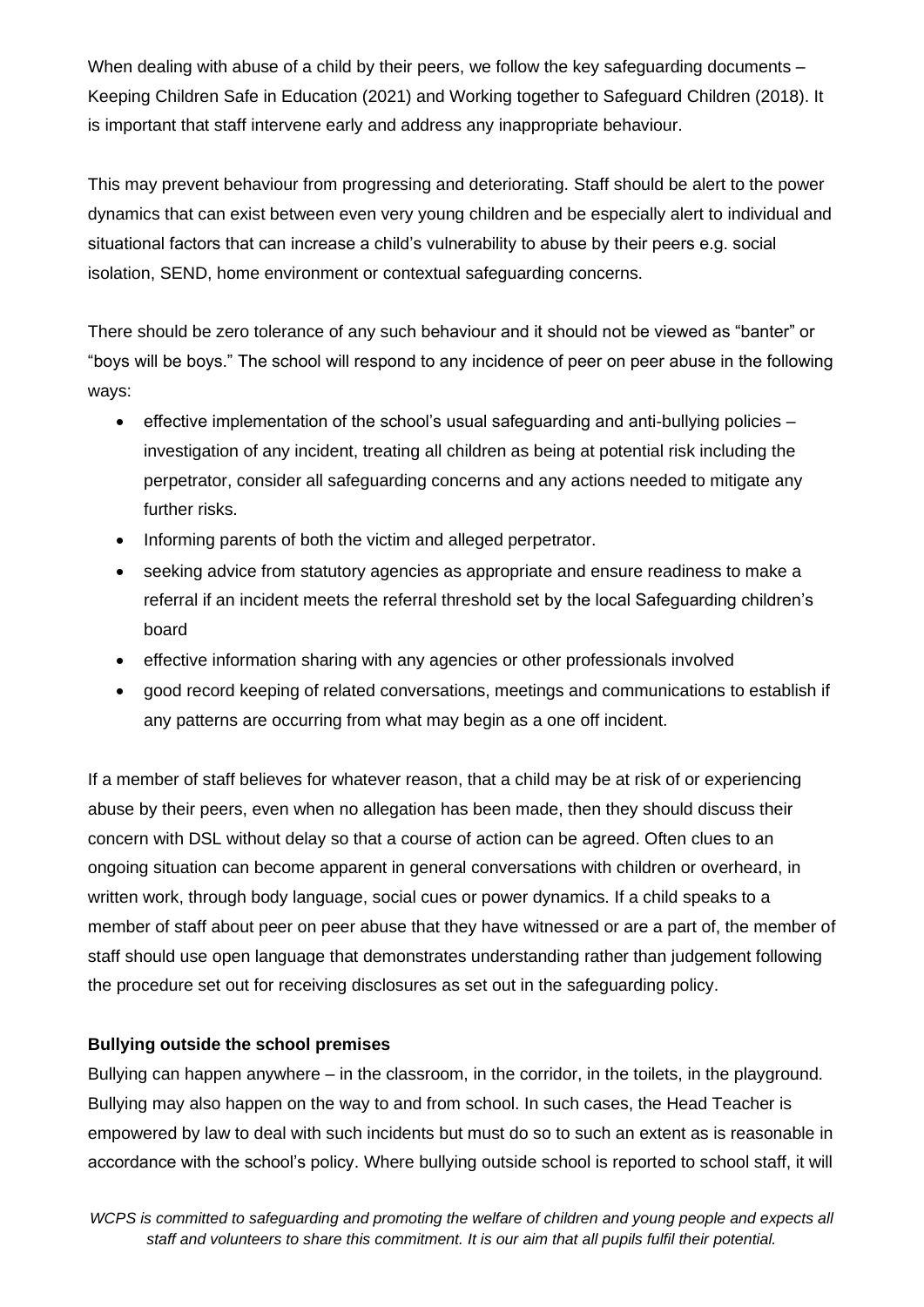When dealing with abuse of a child by their peers, we follow the key safeguarding documents – Keeping Children Safe in Education (2021) and Working together to Safeguard Children (2018). It is important that staff intervene early and address any inappropriate behaviour.

This may prevent behaviour from progressing and deteriorating. Staff should be alert to the power dynamics that can exist between even very young children and be especially alert to individual and situational factors that can increase a child's vulnerability to abuse by their peers e.g. social isolation, SEND, home environment or contextual safeguarding concerns.

There should be zero tolerance of any such behaviour and it should not be viewed as "banter" or "boys will be boys." The school will respond to any incidence of peer on peer abuse in the following ways:

- effective implementation of the school's usual safeguarding and anti-bullying policies – investigation of any incident, treating all children as being at potential risk including the perpetrator, consider all safeguarding concerns and any actions needed to mitigate any further risks.
- Informing parents of both the victim and alleged perpetrator.
- seeking advice from statutory agencies as appropriate and ensure readiness to make a referral if an incident meets the referral threshold set by the local Safeguarding children's board
- effective information sharing with any agencies or other professionals involved
- good record keeping of related conversations, meetings and communications to establish if any patterns are occurring from what may begin as a one off incident.

If a member of staff believes for whatever reason, that a child may be at risk of or experiencing abuse by their peers, even when no allegation has been made, then they should discuss their concern with DSL without delay so that a course of action can be agreed. Often clues to an ongoing situation can become apparent in general conversations with children or overheard, in written work, through body language, social cues or power dynamics. If a child speaks to a member of staff about peer on peer abuse that they have witnessed or are a part of, the member of staff should use open language that demonstrates understanding rather than judgement following the procedure set out for receiving disclosures as set out in the safeguarding policy.

**Bullying outside the school premises**

Bullying can happen anywhere – in the classroom, in the corridor, in the toilets, in the playground. Bullying may also happen on the way to and from school. In such cases, the Head Teacher is empowered by law to deal with such incidents but must do so to such an extent as is reasonable in accordance with the school's policy. Where bullying outside school is reported to school staff, it will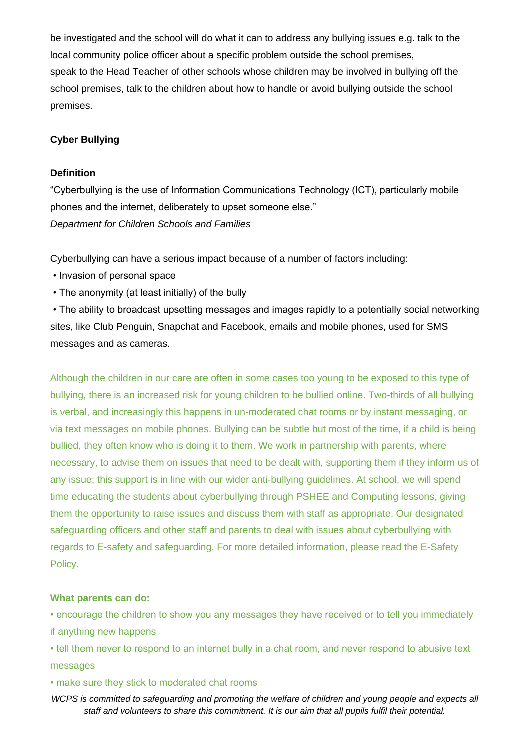be investigated and the school will do what it can to address any bullying issues e.g. talk to the local community police officer about a specific problem outside the school premises, speak to the Head Teacher of other schools whose children may be involved in bullying off the school premises, talk to the children about how to handle or avoid bullying outside the school premises.

**Cyber Bullying**

**Definition**

"Cyberbullying is the use of Information Communications Technology (ICT), particularly mobile phones and the internet, deliberately to upset someone else."
*Department for Children Schools and Families*

Cyberbullying can have a serious impact because of a number of factors including:

- Invasion of personal space
- The anonymity (at least initially) of the bully
- The ability to broadcast upsetting messages and images rapidly to a potentially social networking sites, like Club Penguin, Snapchat and Facebook, emails and mobile phones, used for SMS messages and as cameras.

Although the children in our care are often in some cases too young to be exposed to this type of bullying, there is an increased risk for young children to be bullied online. Two-thirds of all bullying is verbal, and increasingly this happens in un-moderated chat rooms or by instant messaging, or via text messages on mobile phones. Bullying can be subtle but most of the time, if a child is being bullied, they often know who is doing it to them. We work in partnership with parents, where necessary, to advise them on issues that need to be dealt with, supporting them if they inform us of any issue; this support is in line with our wider anti-bullying guidelines. At school, we will spend time educating the students about cyberbullying through PSHEE and Computing lessons, giving them the opportunity to raise issues and discuss them with staff as appropriate. Our designated safeguarding officers and other staff and parents to deal with issues about cyberbullying with regards to E-safety and safeguarding. For more detailed information, please read the E-Safety Policy.

**What parents can do:**

- encourage the children to show you any messages they have received or to tell you immediately if anything new happens
- tell them never to respond to an internet bully in a chat room, and never respond to abusive text messages
- make sure they stick to moderated chat rooms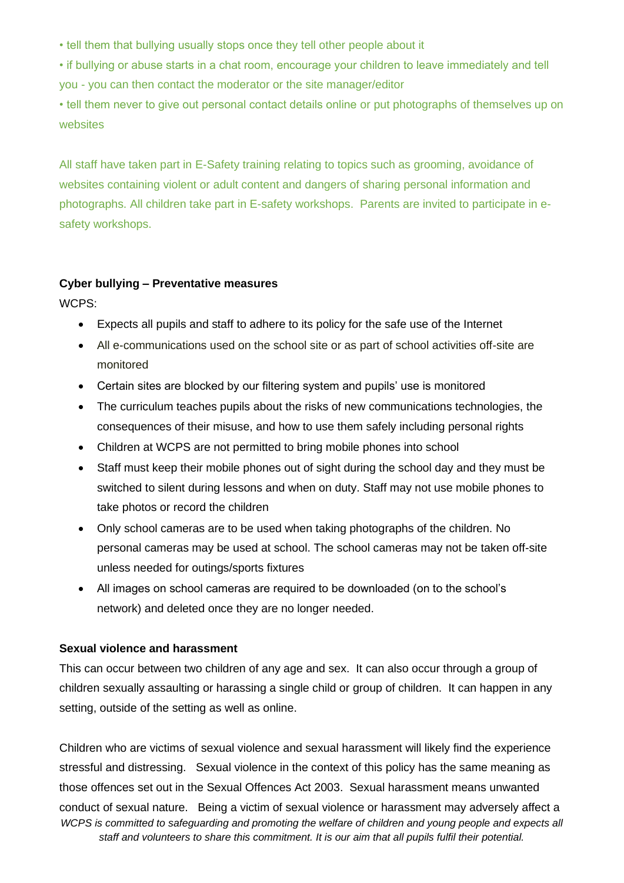• tell them that bullying usually stops once they tell other people about it

• if bullying or abuse starts in a chat room, encourage your children to leave immediately and tell you - you can then contact the moderator or the site manager/editor

• tell them never to give out personal contact details online or put photographs of themselves up on websites

All staff have taken part in E-Safety training relating to topics such as grooming, avoidance of websites containing violent or adult content and dangers of sharing personal information and photographs. All children take part in E-safety workshops. Parents are invited to participate in e-safety workshops.

**Cyber bullying – Preventative measures**

WCPS:

- Expects all pupils and staff to adhere to its policy for the safe use of the Internet
- All e-communications used on the school site or as part of school activities off-site are monitored
- Certain sites are blocked by our filtering system and pupils' use is monitored
- The curriculum teaches pupils about the risks of new communications technologies, the consequences of their misuse, and how to use them safely including personal rights
- Children at WCPS are not permitted to bring mobile phones into school
- Staff must keep their mobile phones out of sight during the school day and they must be switched to silent during lessons and when on duty. Staff may not use mobile phones to take photos or record the children
- Only school cameras are to be used when taking photographs of the children. No personal cameras may be used at school. The school cameras may not be taken off-site unless needed for outings/sports fixtures
- All images on school cameras are required to be downloaded (on to the school's network) and deleted once they are no longer needed.

**Sexual violence and harassment**

This can occur between two children of any age and sex. It can also occur through a group of children sexually assaulting or harassing a single child or group of children. It can happen in any setting, outside of the setting as well as online.

Children who are victims of sexual violence and sexual harassment will likely find the experience stressful and distressing. Sexual violence in the context of this policy has the same meaning as those offences set out in the Sexual Offences Act 2003. Sexual harassment means unwanted conduct of sexual nature. Being a victim of sexual violence or harassment may adversely affect a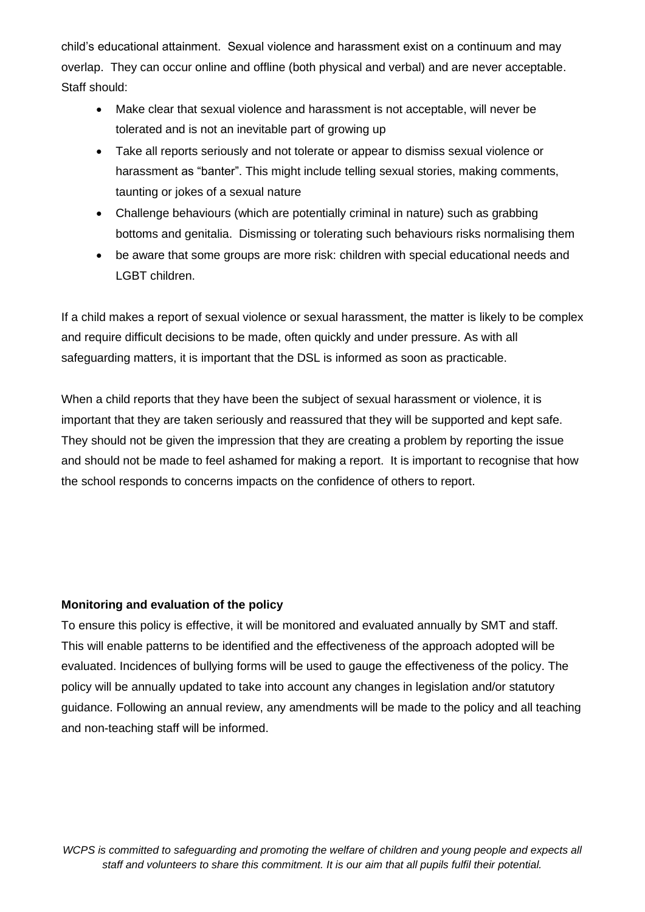child's educational attainment. Sexual violence and harassment exist on a continuum and may overlap. They can occur online and offline (both physical and verbal) and are never acceptable. Staff should:

- Make clear that sexual violence and harassment is not acceptable, will never be tolerated and is not an inevitable part of growing up
- Take all reports seriously and not tolerate or appear to dismiss sexual violence or harassment as "banter". This might include telling sexual stories, making comments, taunting or jokes of a sexual nature
- Challenge behaviours (which are potentially criminal in nature) such as grabbing bottoms and genitalia. Dismissing or tolerating such behaviours risks normalising them
- be aware that some groups are more risk: children with special educational needs and LGBT children.

If a child makes a report of sexual violence or sexual harassment, the matter is likely to be complex and require difficult decisions to be made, often quickly and under pressure. As with all safeguarding matters, it is important that the DSL is informed as soon as practicable.

When a child reports that they have been the subject of sexual harassment or violence, it is important that they are taken seriously and reassured that they will be supported and kept safe. They should not be given the impression that they are creating a problem by reporting the issue and should not be made to feel ashamed for making a report. It is important to recognise that how the school responds to concerns impacts on the confidence of others to report.

**Monitoring and evaluation of the policy**

To ensure this policy is effective, it will be monitored and evaluated annually by SMT and staff. This will enable patterns to be identified and the effectiveness of the approach adopted will be evaluated. Incidences of bullying forms will be used to gauge the effectiveness of the policy. The policy will be annually updated to take into account any changes in legislation and/or statutory guidance. Following an annual review, any amendments will be made to the policy and all teaching and non-teaching staff will be informed.